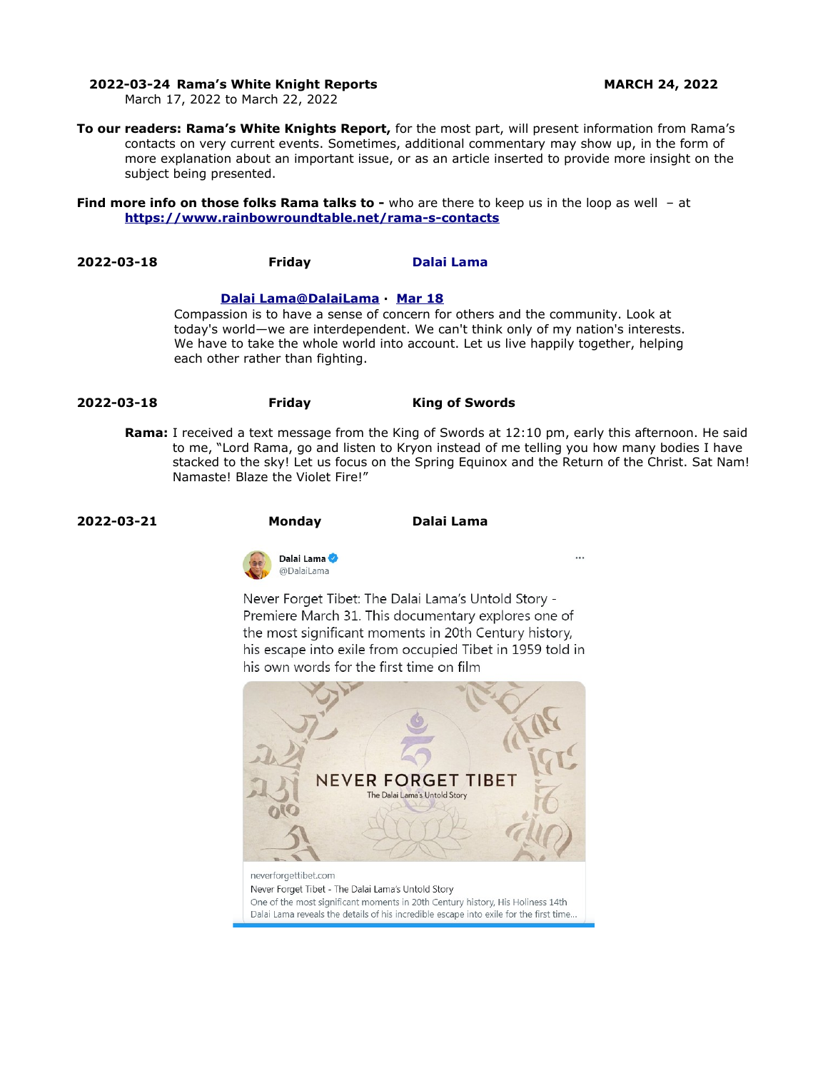**2022-03-24 Rama's White Knight Reports** **MARCH 24, 2022**
March 17, 2022 to March 22, 2022

**To our readers: Rama's White Knights Report,** for the most part, will present information from Rama's contacts on very current events. Sometimes, additional commentary may show up, in the form of more explanation about an important issue, or as an article inserted to provide more insight on the subject being presented.

**Find more info on those folks Rama talks to -** who are there to keep us in the loop as well – at **[https://www.rainbowroundtable.net/rama-s-contacts](https://www.rainbowroundtable.net/rama-s-contacts)**

**2022-03-18** **Friday** **Dalai Lama**

**Dalai Lama@DalaiLama · Mar 18**

Compassion is to have a sense of concern for others and the community. Look at today's world—we are interdependent. We can't think only of my nation's interests. We have to take the whole world into account. Let us live happily together, helping each other rather than fighting.

**2022-03-18** **Friday** **King of Swords**

**Rama:** I received a text message from the King of Swords at 12:10 pm, early this afternoon. He said to me, "Lord Rama, go and listen to Kryon instead of me telling you how many bodies I have stacked to the sky! Let us focus on the Spring Equinox and the Return of the Christ. Sat Nam! Namaste! Blaze the Violet Fire!"

**2022-03-21** **Monday** **Dalai Lama**

Dalai Lama
@DalaiLama

Never Forget Tibet: The Dalai Lama's Untold Story - Premiere March 31. This documentary explores one of the most significant moments in 20th Century history, his escape into exile from occupied Tibet in 1959 told in his own words for the first time on film

NEVER FORGET TIBET
The Dalai Lama's Untold Story

neverforgettibet.com
Never Forget Tibet - The Dalai Lama's Untold Story
One of the most significant moments in 20th Century history, His Holiness 14th Dalai Lama reveals the details of his incredible escape into exile for the first time...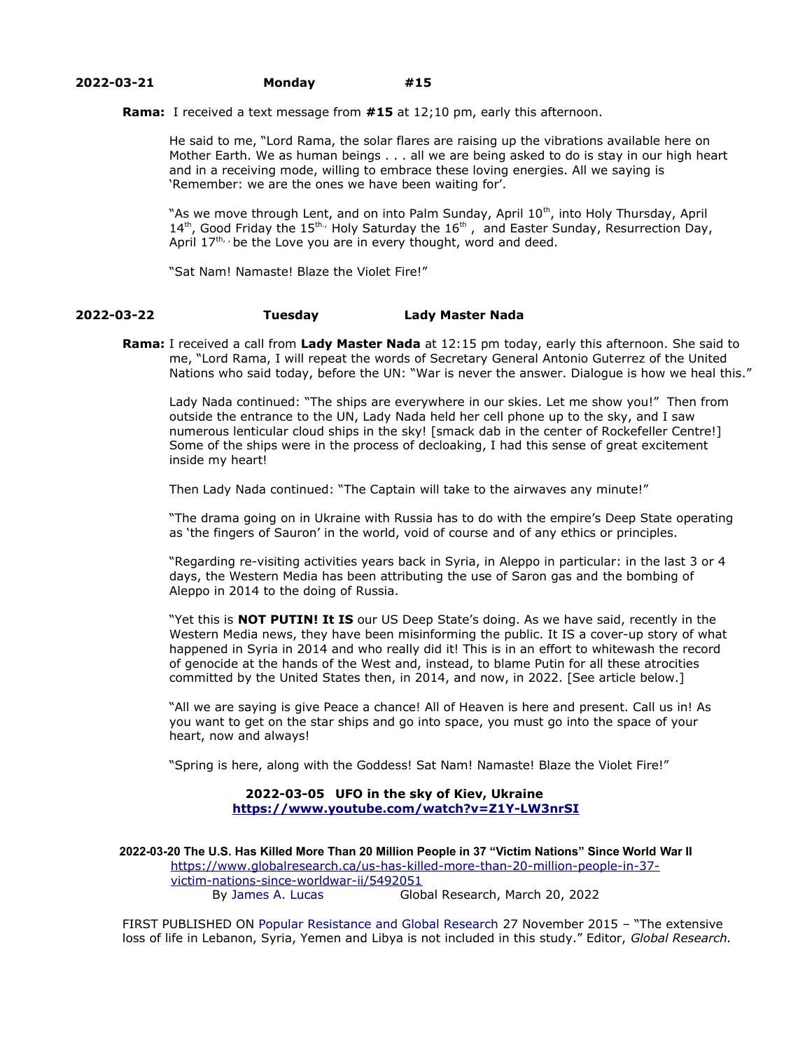**2022-03-21 Monday #15**

**Rama:** I received a text message from **#15** at 12;10 pm, early this afternoon.

He said to me, "Lord Rama, the solar flares are raising up the vibrations available here on Mother Earth. We as human beings . . . all we are being asked to do is stay in our high heart and in a receiving mode, willing to embrace these loving energies. All we saying is 'Remember: we are the ones we have been waiting for'.

"As we move through Lent, and on into Palm Sunday, April 10th, into Holy Thursday, April 14th, Good Friday the 15th,, Holy Saturday the 16th , and Easter Sunday, Resurrection Day, April 17th,, be the Love you are in every thought, word and deed.

"Sat Nam! Namaste! Blaze the Violet Fire!"

**2022-03-22 Tuesday Lady Master Nada**

**Rama:** I received a call from **Lady Master Nada** at 12:15 pm today, early this afternoon. She said to me, "Lord Rama, I will repeat the words of Secretary General Antonio Guterrez of the United Nations who said today, before the UN: "War is never the answer. Dialogue is how we heal this."

Lady Nada continued: "The ships are everywhere in our skies. Let me show you!" Then from outside the entrance to the UN, Lady Nada held her cell phone up to the sky, and I saw numerous lenticular cloud ships in the sky! [smack dab in the center of Rockefeller Centre!] Some of the ships were in the process of decloaking, I had this sense of great excitement inside my heart!

Then Lady Nada continued: "The Captain will take to the airwaves any minute!"

"The drama going on in Ukraine with Russia has to do with the empire's Deep State operating as 'the fingers of Sauron' in the world, void of course and of any ethics or principles.

"Regarding re-visiting activities years back in Syria, in Aleppo in particular: in the last 3 or 4 days, the Western Media has been attributing the use of Saron gas and the bombing of Aleppo in 2014 to the doing of Russia.

"Yet this is **NOT PUTIN! It IS** our US Deep State's doing. As we have said, recently in the Western Media news, they have been misinforming the public. It IS a cover-up story of what happened in Syria in 2014 and who really did it! This is in an effort to whitewash the record of genocide at the hands of the West and, instead, to blame Putin for all these atrocities committed by the United States then, in 2014, and now, in 2022. [See article below.]

"All we are saying is give Peace a chance! All of Heaven is here and present. Call us in! As you want to get on the star ships and go into space, you must go into the space of your heart, now and always!

"Spring is here, along with the Goddess! Sat Nam! Namaste! Blaze the Violet Fire!"

**2022-03-05 UFO in the sky of Kiev, Ukraine**
**https://www.youtube.com/watch?v=Z1Y-LW3nrSI**

**2022-03-20 The U.S. Has Killed More Than 20 Million People in 37 "Victim Nations" Since World War II**
https://www.globalresearch.ca/us-has-killed-more-than-20-million-people-in-37-victim-nations-since-worldwar-ii/5492051
By James A. Lucas Global Research, March 20, 2022

FIRST PUBLISHED ON Popular Resistance and Global Research 27 November 2015 – "The extensive loss of life in Lebanon, Syria, Yemen and Libya is not included in this study." Editor, *Global Research.*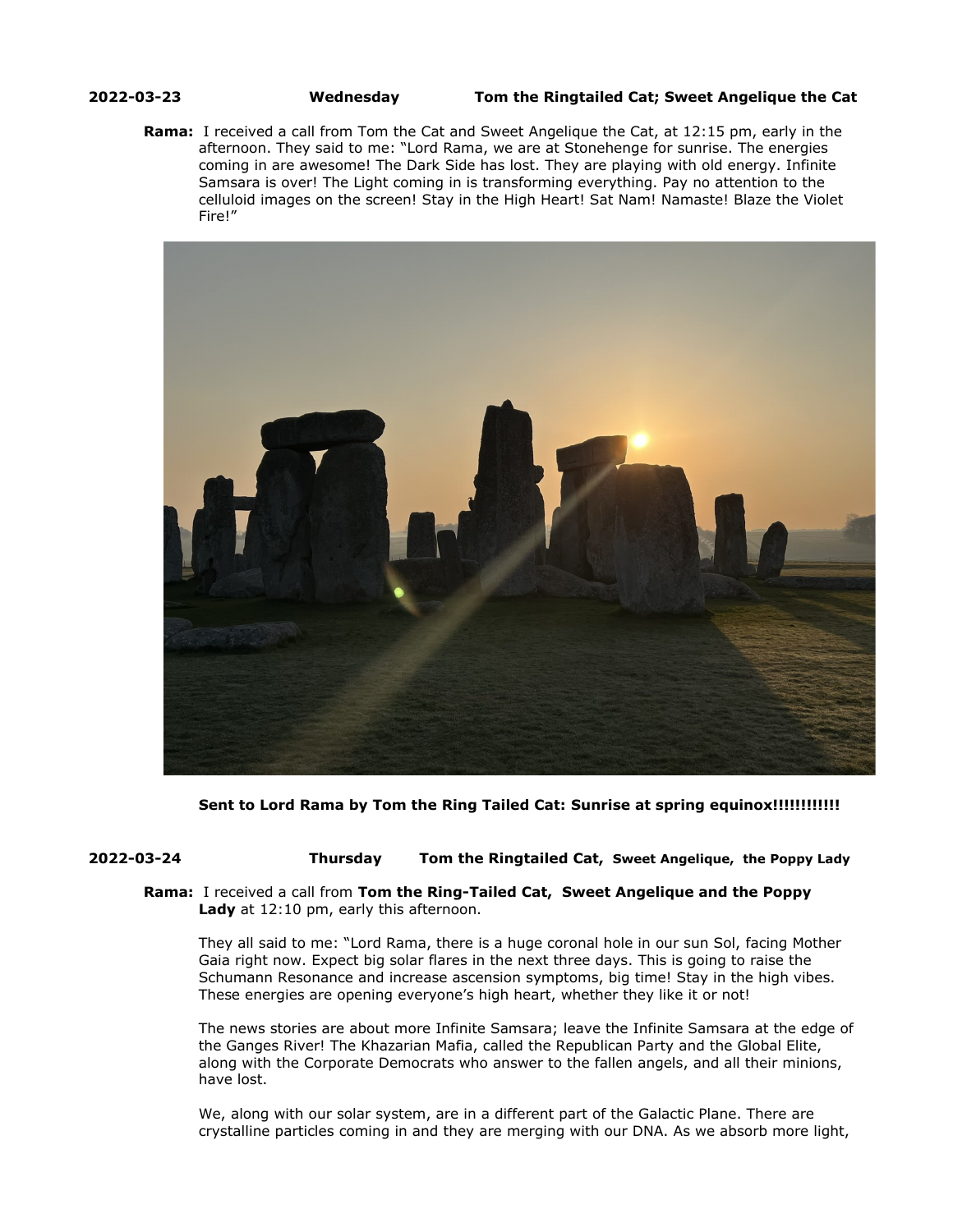**2022-03-23** **Wednesday** **Tom the Ringtailed Cat; Sweet Angelique the Cat**

**Rama:** I received a call from Tom the Cat and Sweet Angelique the Cat, at 12:15 pm, early in the afternoon. They said to me: "Lord Rama, we are at Stonehenge for sunrise. The energies coming in are awesome! The Dark Side has lost. They are playing with old energy. Infinite Samsara is over! The Light coming in is transforming everything. Pay no attention to the celluloid images on the screen! Stay in the High Heart! Sat Nam! Namaste! Blaze the Violet Fire!"

**Sent to Lord Rama by Tom the Ring Tailed Cat: Sunrise at spring equinox!!!!!!!!!!!!**

**2022-03-24** **Thursday** **Tom the Ringtailed Cat, Sweet Angelique, the Poppy Lady**

**Rama:** I received a call from **Tom the Ring-Tailed Cat, Sweet Angelique and the Poppy Lady** at 12:10 pm, early this afternoon.

They all said to me: "Lord Rama, there is a huge coronal hole in our sun Sol, facing Mother Gaia right now. Expect big solar flares in the next three days. This is going to raise the Schumann Resonance and increase ascension symptoms, big time! Stay in the high vibes. These energies are opening everyone's high heart, whether they like it or not!

The news stories are about more Infinite Samsara; leave the Infinite Samsara at the edge of the Ganges River! The Khazarian Mafia, called the Republican Party and the Global Elite, along with the Corporate Democrats who answer to the fallen angels, and all their minions, have lost.

We, along with our solar system, are in a different part of the Galactic Plane. There are crystalline particles coming in and they are merging with our DNA. As we absorb more light,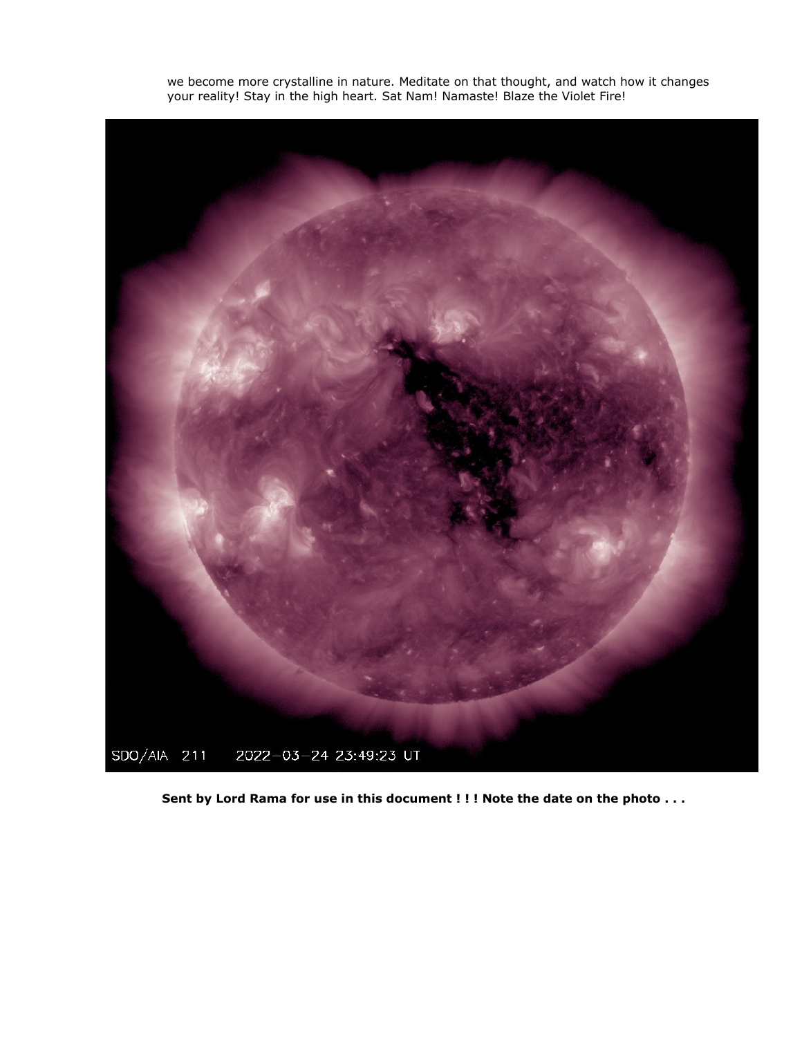we become more crystalline in nature. Meditate on that thought, and watch how it changes your reality! Stay in the high heart. Sat Nam! Namaste! Blaze the Violet Fire!

**Sent by Lord Rama for use in this document ! ! ! Note the date on the photo . . .**